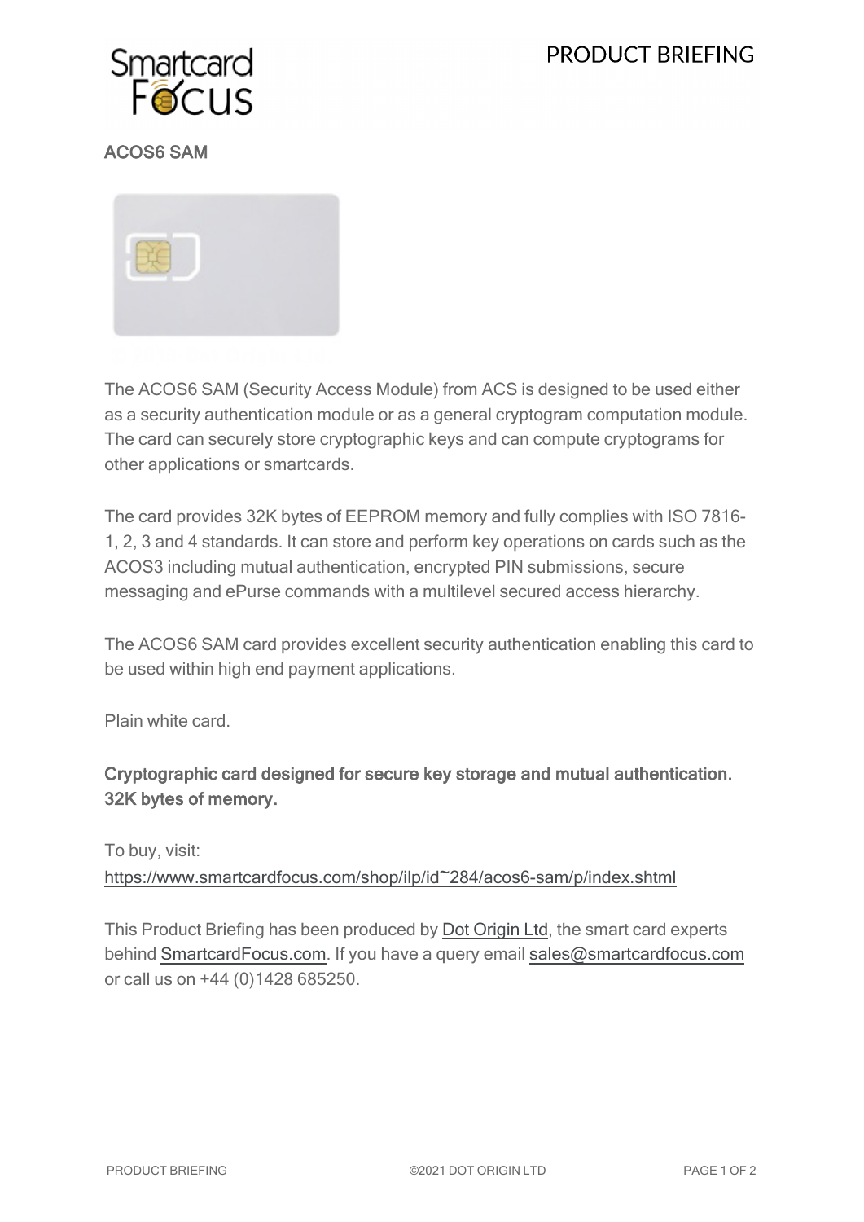# ACOS6 SAM

The ACOS6 SAM (Security Access Module) from ACS is designed to be used either as a security authentication module or as a general cryptogram computation module. The card can securely store cryptographic keys and can compute cryptograms for other applications or smartcards.

The card provides 32K bytes of EEPROM memory and fully complies with ISO 7816-1, 2, 3 and 4 standards. It can store and perform key operations on cards such as the ACOS3 including mutual authentication, encrypted PIN submissions, secure messaging and ePurse commands with a multilevel secured access hierarchy.

The ACOS6 SAM card provides excellent security authentication enabling this card to be used within high end payment applications.

Plain white card.

**Cryptographic card designed for secure key storage and mutual authentication. 32K bytes of memory.**

To buy, visit:
https://www.smartcardfocus.com/shop/ilp/id~284/acos6-sam/p/index.shtml

This Product Briefing has been produced by Dot Origin Ltd, the smart card experts behind SmartcardFocus.com. If you have a query email sales@smartcardfocus.com or call us on +44 (0)1428 685250.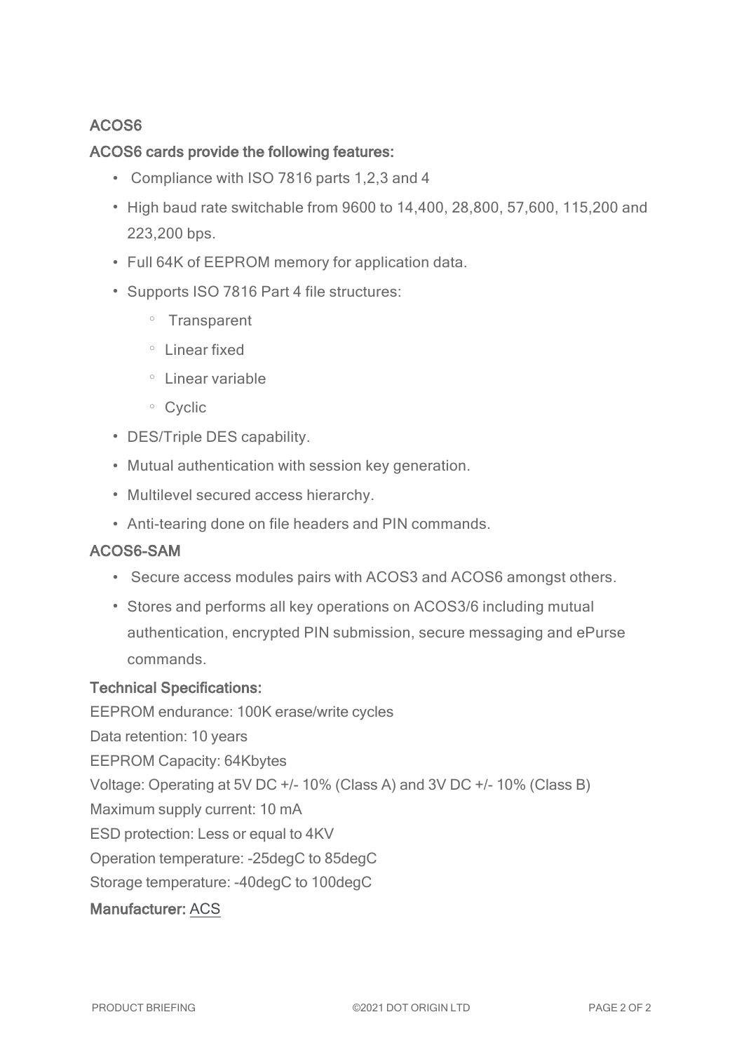## ACOS6

### ACOS6 cards provide the following features:

- Compliance with ISO 7816 parts 1,2,3 and 4
- High baud rate switchable from 9600 to 14,400, 28,800, 57,600, 115,200 and 223,200 bps.
- Full 64K of EEPROM memory for application data.
- Supports ISO 7816 Part 4 file structures:
  - Transparent
  - Linear fixed
  - Linear variable
  - Cyclic
- DES/Triple DES capability.
- Mutual authentication with session key generation.
- Multilevel secured access hierarchy.
- Anti-tearing done on file headers and PIN commands.

## ACOS6-SAM

- Secure access modules pairs with ACOS3 and ACOS6 amongst others.
- Stores and performs all key operations on ACOS3/6 including mutual authentication, encrypted PIN submission, secure messaging and ePurse commands.

### Technical Specifications:

EEPROM endurance: 100K erase/write cycles

Data retention: 10 years

EEPROM Capacity: 64Kbytes

Voltage: Operating at 5V DC +/- 10% (Class A) and 3V DC +/- 10% (Class B)

Maximum supply current: 10 mA

ESD protection: Less or equal to 4KV

Operation temperature: -25degC to 85degC

Storage temperature: -40degC to 100degC

**Manufacturer:** ACS